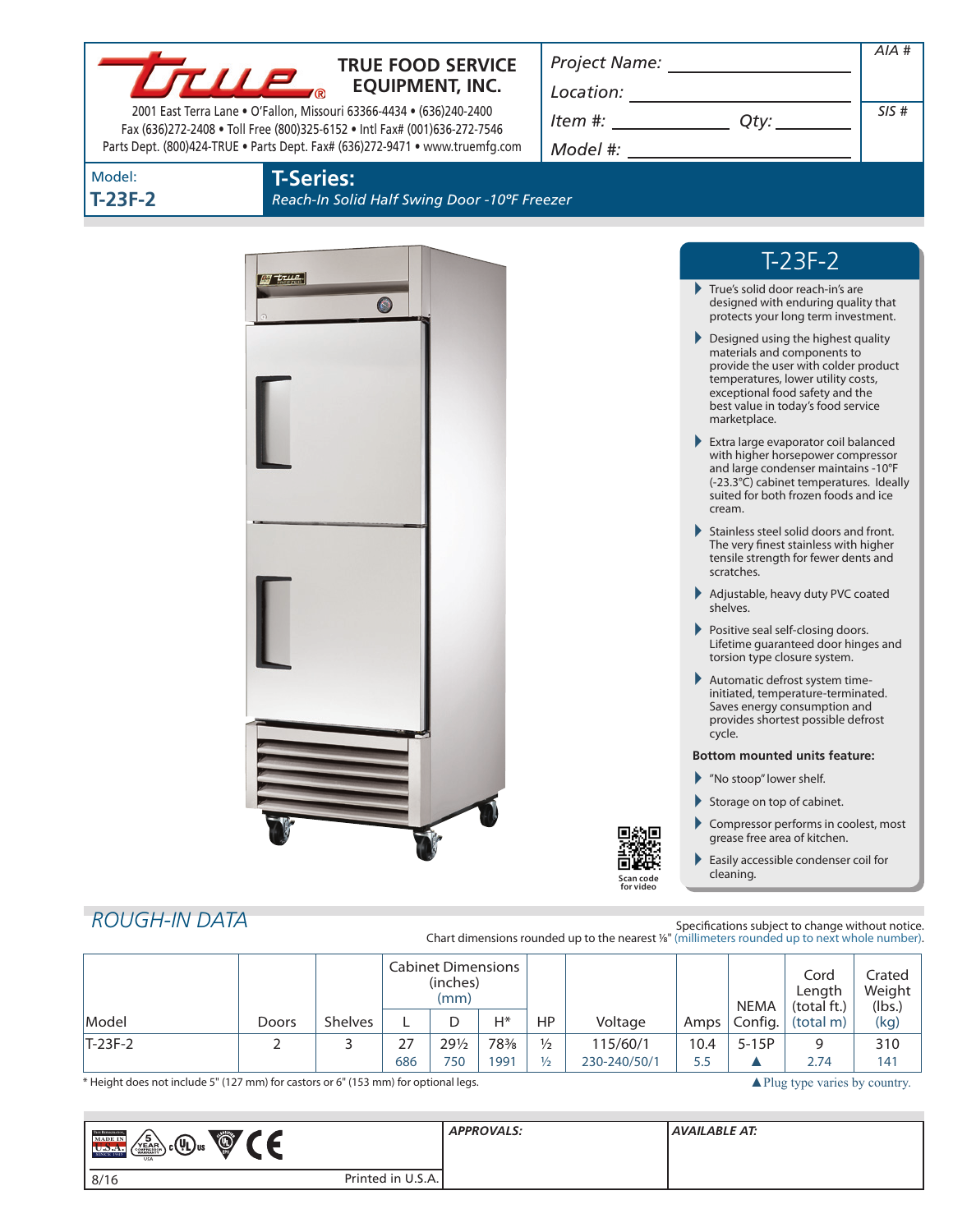**TRUE FOOD SERVICE EQUIPMENT, INC.**

2001 East Terra Lane • O'Fallon, Missouri 63366-4434 • (636)240-2400
Fax (636)272-2408 • Toll Free (800)325-6152 • Intl Fax# (001)636-272-7546
Parts Dept. (800)424-TRUE • Parts Dept. Fax# (636)272-9471 • www.truemfg.com

*Project Name:* ______________________

*Location:* ______________________

*Item #:* ____________ *Qty:* ________

*Model #:* ______________________

*AIA #*

*SIS #*

Model:
**T-23F-2**

## T-Series:
*Reach-In Solid Half Swing Door -10°F Freezer*

## T-23F-2

- True's solid door reach-in's are designed with enduring quality that protects your long term investment.
- Designed using the highest quality materials and components to provide the user with colder product temperatures, lower utility costs, exceptional food safety and the best value in today's food service marketplace.
- Extra large evaporator coil balanced with higher horsepower compressor and large condenser maintains -10°F (-23.3°C) cabinet temperatures. Ideally suited for both frozen foods and ice cream.
- Stainless steel solid doors and front. The very finest stainless with higher tensile strength for fewer dents and scratches.
- Adjustable, heavy duty PVC coated shelves.
- Positive seal self-closing doors. Lifetime guaranteed door hinges and torsion type closure system.
- Automatic defrost system time-initiated, temperature-terminated. Saves energy consumption and provides shortest possible defrost cycle.

**Bottom mounted units feature:**

- "No stoop" lower shelf.
- Storage on top of cabinet.
- Compressor performs in coolest, most grease free area of kitchen.
- Easily accessible condenser coil for cleaning.

Scan code for video

## ROUGH-IN DATA

Specifications subject to change without notice.
Chart dimensions rounded up to the nearest ⅛" (millimeters rounded up to next whole number).

| Model | Doors | Shelves | Cabinet Dimensions (inches) (mm) L | D | H* | HP | Voltage | Amps | NEMA Config. | Cord Length (total ft.) (total m) | Crated Weight (lbs.) (kg) |
|---|---|---|---|---|---|---|---|---|---|---|---|
| T-23F-2 | 2 | 3 | 27 | 29½ | 78⅜ | ½ | 115/60/1 | 10.4 | 5-15P | 9 | 310 |
| | | | 686 | 750 | 1991 | ½ | 230-240/50/1 | 5.5 | ▲ | 2.74 | 141 |

\* Height does not include 5" (127 mm) for castors or 6" (153 mm) for optional legs.

▲ Plug type varies by country.

*APPROVALS:*

*AVAILABLE AT:*

8/16

Printed in U.S.A.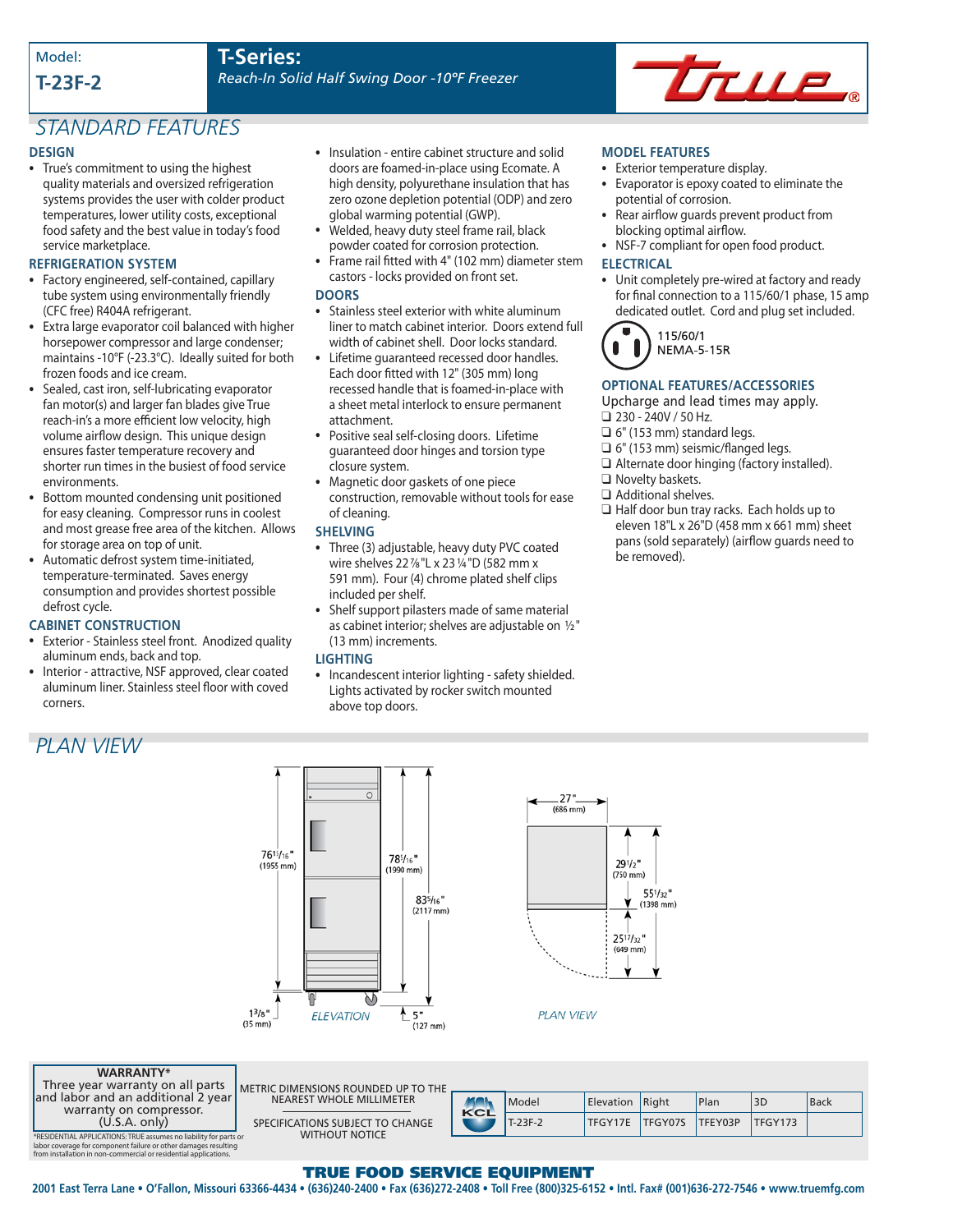Model:

**T-23F-2**

# T-Series:

*Reach-In Solid Half Swing Door -10°F Freezer*

## STANDARD FEATURES

### DESIGN

- True's commitment to using the highest quality materials and oversized refrigeration systems provides the user with colder product temperatures, lower utility costs, exceptional food safety and the best value in today's food service marketplace.

### REFRIGERATION SYSTEM

- Factory engineered, self-contained, capillary tube system using environmentally friendly (CFC free) R404A refrigerant.
- Extra large evaporator coil balanced with higher horsepower compressor and large condenser; maintains -10°F (-23.3°C). Ideally suited for both frozen foods and ice cream.
- Sealed, cast iron, self-lubricating evaporator fan motor(s) and larger fan blades give True reach-in's a more efficient low velocity, high volume airflow design. This unique design ensures faster temperature recovery and shorter run times in the busiest of food service environments.
- Bottom mounted condensing unit positioned for easy cleaning. Compressor runs in coolest and most grease free area of the kitchen. Allows for storage area on top of unit.
- Automatic defrost system time-initiated, temperature-terminated. Saves energy consumption and provides shortest possible defrost cycle.

### CABINET CONSTRUCTION

- Exterior - Stainless steel front. Anodized quality aluminum ends, back and top.
- Interior - attractive, NSF approved, clear coated aluminum liner. Stainless steel floor with coved corners.
- Insulation - entire cabinet structure and solid doors are foamed-in-place using Ecomate. A high density, polyurethane insulation that has zero ozone depletion potential (ODP) and zero global warming potential (GWP).
- Welded, heavy duty steel frame rail, black powder coated for corrosion protection.
- Frame rail fitted with 4" (102 mm) diameter stem castors - locks provided on front set.

### DOORS

- Stainless steel exterior with white aluminum liner to match cabinet interior. Doors extend full width of cabinet shell. Door locks standard.
- Lifetime guaranteed recessed door handles. Each door fitted with 12" (305 mm) long recessed handle that is foamed-in-place with a sheet metal interlock to ensure permanent attachment.
- Positive seal self-closing doors. Lifetime guaranteed door hinges and torsion type closure system.
- Magnetic door gaskets of one piece construction, removable without tools for ease of cleaning.

### SHELVING

- Three (3) adjustable, heavy duty PVC coated wire shelves 22⅞"L x 23¼"D (582 mm x 591 mm). Four (4) chrome plated shelf clips included per shelf.
- Shelf support pilasters made of same material as cabinet interior; shelves are adjustable on ½" (13 mm) increments.

### LIGHTING

- Incandescent interior lighting - safety shielded. Lights activated by rocker switch mounted above top doors.

### MODEL FEATURES

- Exterior temperature display.
- Evaporator is epoxy coated to eliminate the potential of corrosion.
- Rear airflow guards prevent product from blocking optimal airflow.
- NSF-7 compliant for open food product.

### ELECTRICAL

- Unit completely pre-wired at factory and ready for final connection to a 115/60/1 phase, 15 amp dedicated outlet. Cord and plug set included.

115/60/1
NEMA-5-15R

### OPTIONAL FEATURES/ACCESSORIES

Upcharge and lead times may apply.

- ❑ 230 - 240V / 50 Hz.
- ❑ 6" (153 mm) standard legs.
- ❑ 6" (153 mm) seismic/flanged legs.
- ❑ Alternate door hinging (factory installed).
- ❑ Novelty baskets.
- ❑ Additional shelves.
- ❑ Half door bun tray racks. Each holds up to eleven 18"L x 26"D (458 mm x 661 mm) sheet pans (sold separately) (airflow guards need to be removed).

## PLAN VIEW

76$^{11}/_{16}$" (1955 mm)
78$^{3}/_{16}$" (1990 mm)
83$^{5}/_{16}$" (2117 mm)
1$^{3}/_{8}$" (35 mm)
5" (127 mm)
ELEVATION

27" (686 mm)
29½" (750 mm)
55$^{1}/_{32}$" (1398 mm)
25$^{17}/_{32}$" (649 mm)
PLAN VIEW

**WARRANTY***
Three year warranty on all parts and labor and an additional 2 year warranty on compressor. (U.S.A. only)

*RESIDENTIAL APPLICATIONS: TRUE assumes no liability for parts or labor coverage for component failure or other damages resulting from installation in non-commercial or residential applications.

METRIC DIMENSIONS ROUNDED UP TO THE NEAREST WHOLE MILLIMETER

SPECIFICATIONS SUBJECT TO CHANGE WITHOUT NOTICE

KCL

| Model | Elevation | Right | Plan | 3D | Back |
|---|---|---|---|---|---|
| T-23F-2 | TFGY17E | TFGY07S | TFEY03P | TFGY173 | |

**TRUE FOOD SERVICE EQUIPMENT**

2001 East Terra Lane • O'Fallon, Missouri 63366-4434 • (636)240-2400 • Fax (636)272-2408 • Toll Free (800)325-6152 • Intl. Fax# (001)636-272-7546 • www.truemfg.com